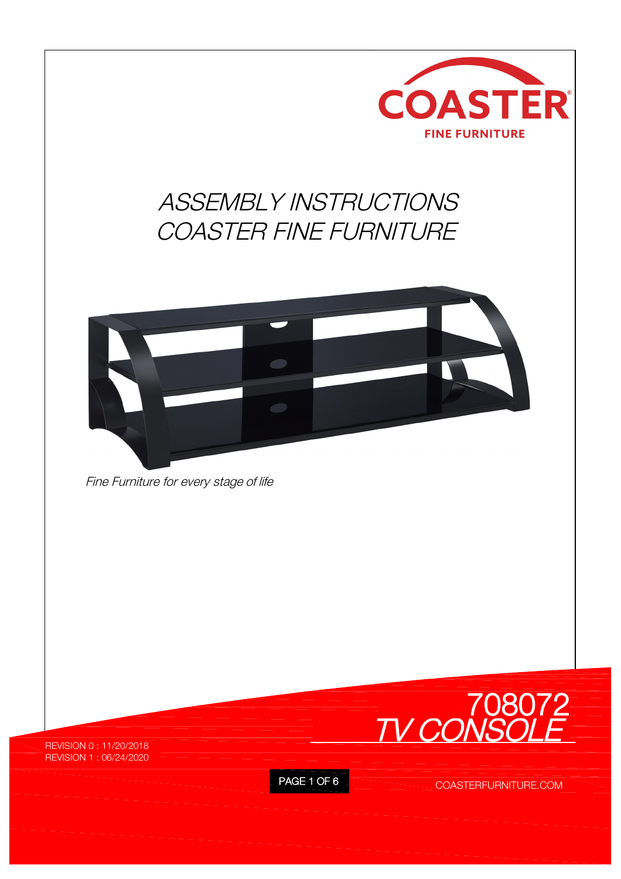COASTER
FINE FURNITURE

# *ASSEMBLY INSTRUCTIONS*
# *COASTER FINE FURNITURE*

*Fine Furniture for every stage of life*

## *708072*
## *TV CONSOLE*

REVISION 0 : 11/20/2018
REVISION 1 : 06/24/2020

COASTERFURNITURE.COM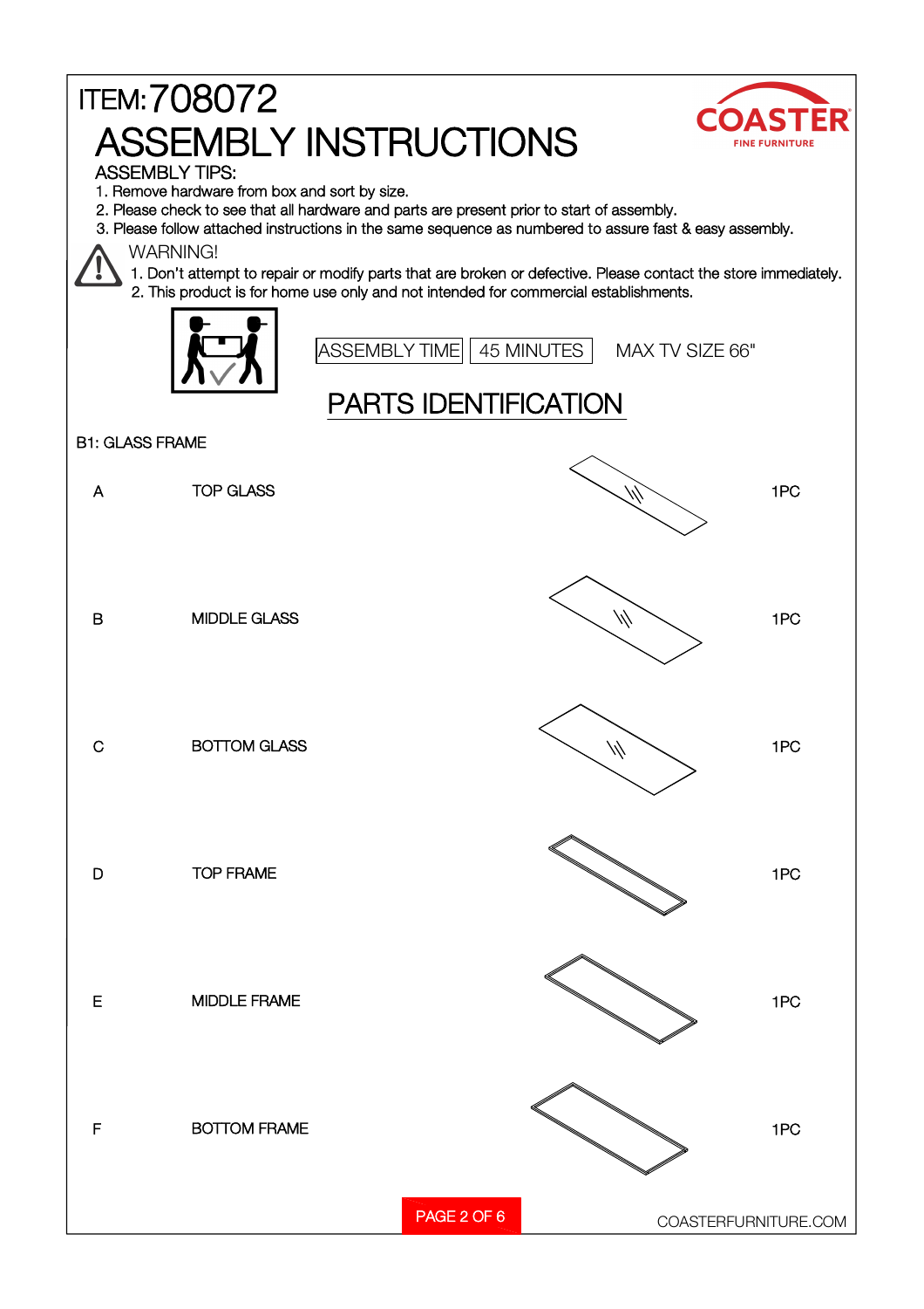ITEM: 708072

# ASSEMBLY INSTRUCTIONS

COASTER FINE FURNITURE

ASSEMBLY TIPS:

1. Remove hardware from box and sort by size.
2. Please check to see that all hardware and parts are present prior to start of assembly.
3. Please follow attached instructions in the same sequence as numbered to assure fast & easy assembly.

WARNING!

1. Don't attempt to repair or modify parts that are broken or defective. Please contact the store immediately.
2. This product is for home use only and not intended for commercial establishments.

ASSEMBLY TIME | 45 MINUTES

MAX TV SIZE 66"

## PARTS IDENTIFICATION

B1: GLASS FRAME

| | | |
|---|---|---|
| A | TOP GLASS | 1PC |
| B | MIDDLE GLASS | 1PC |
| C | BOTTOM GLASS | 1PC |
| D | TOP FRAME | 1PC |
| E | MIDDLE FRAME | 1PC |
| F | BOTTOM FRAME | 1PC |

COASTERFURNITURE.COM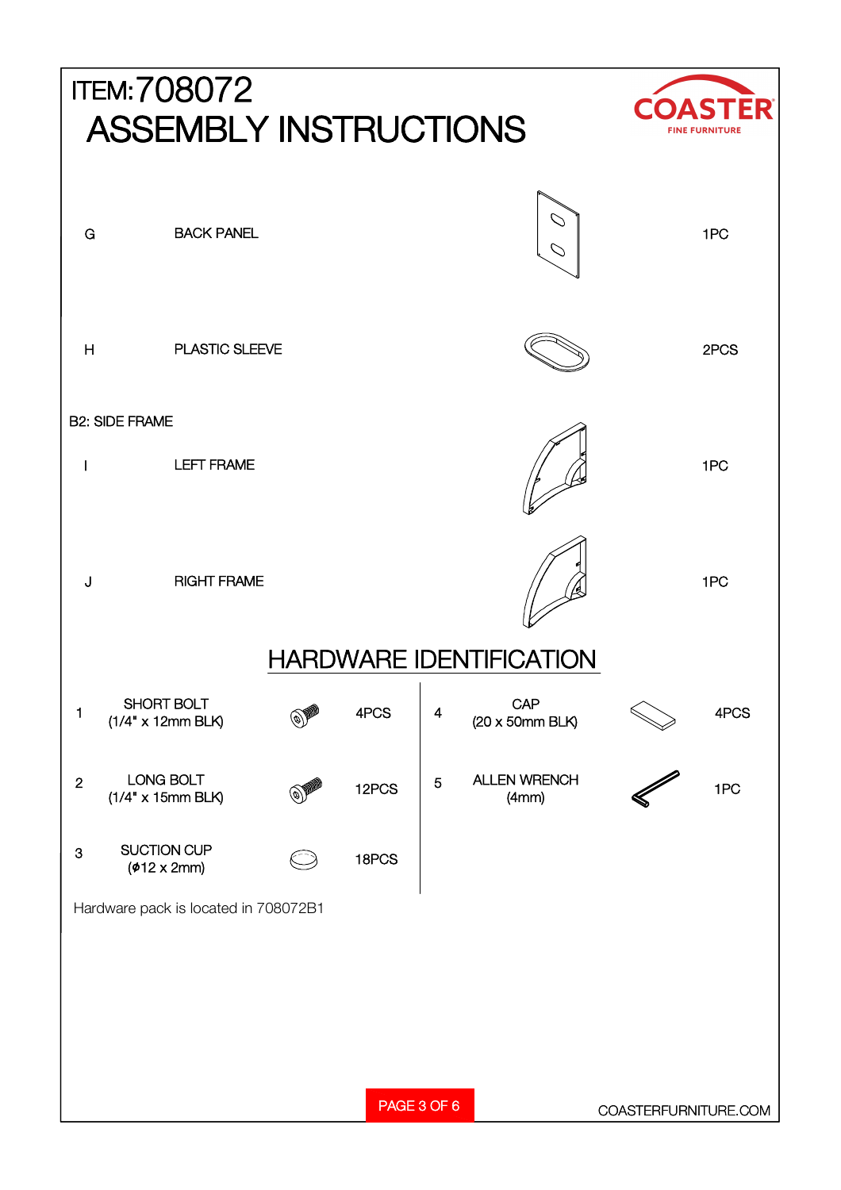# ITEM: 708072

# ASSEMBLY INSTRUCTIONS

COASTER FINE FURNITURE

| | | |
|---|---|---|
| G | BACK PANEL | 1PC |
| H | PLASTIC SLEEVE | 2PCS |

B2: SIDE FRAME

| | | |
|---|---|---|
| I | LEFT FRAME | 1PC |
| J | RIGHT FRAME | 1PC |

## HARDWARE IDENTIFICATION

| | | | | | |
|---|---|---|---|---|---|
| 1 | SHORT BOLT (1/4" x 12mm BLK) | 4PCS | 4 | CAP (20 x 50mm BLK) | 4PCS |
| 2 | LONG BOLT (1/4" x 15mm BLK) | 12PCS | 5 | ALLEN WRENCH (4mm) | 1PC |
| 3 | SUCTION CUP (ϕ12 x 2mm) | 18PCS | | | |

Hardware pack is located in 708072B1

COASTERFURNITURE.COM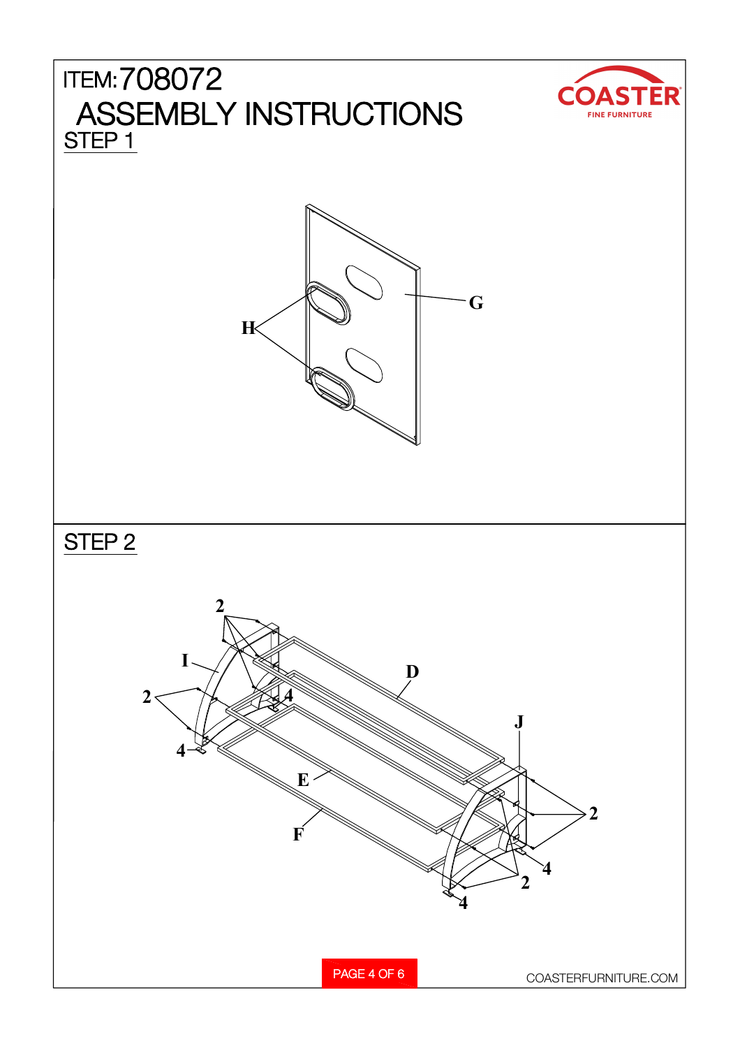ITEM: 708072

# ASSEMBLY INSTRUCTIONS

## STEP 1

G

H

## STEP 2

2

I

2

4

4

D

J

E

F

2

4

2

4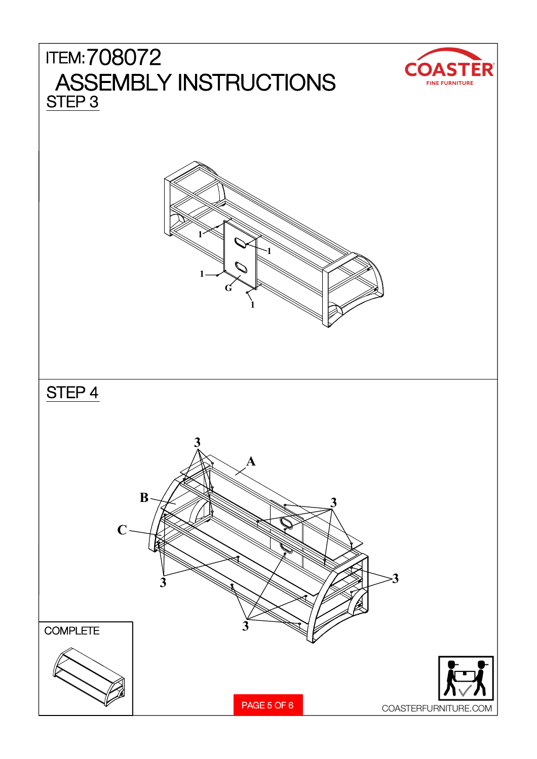# ITEM: 708072

# ASSEMBLY INSTRUCTIONS

## STEP 3

1
1
1
G
1

## STEP 4

3
A
B
3
C
3
3
3

COMPLETE

COASTERFURNITURE.COM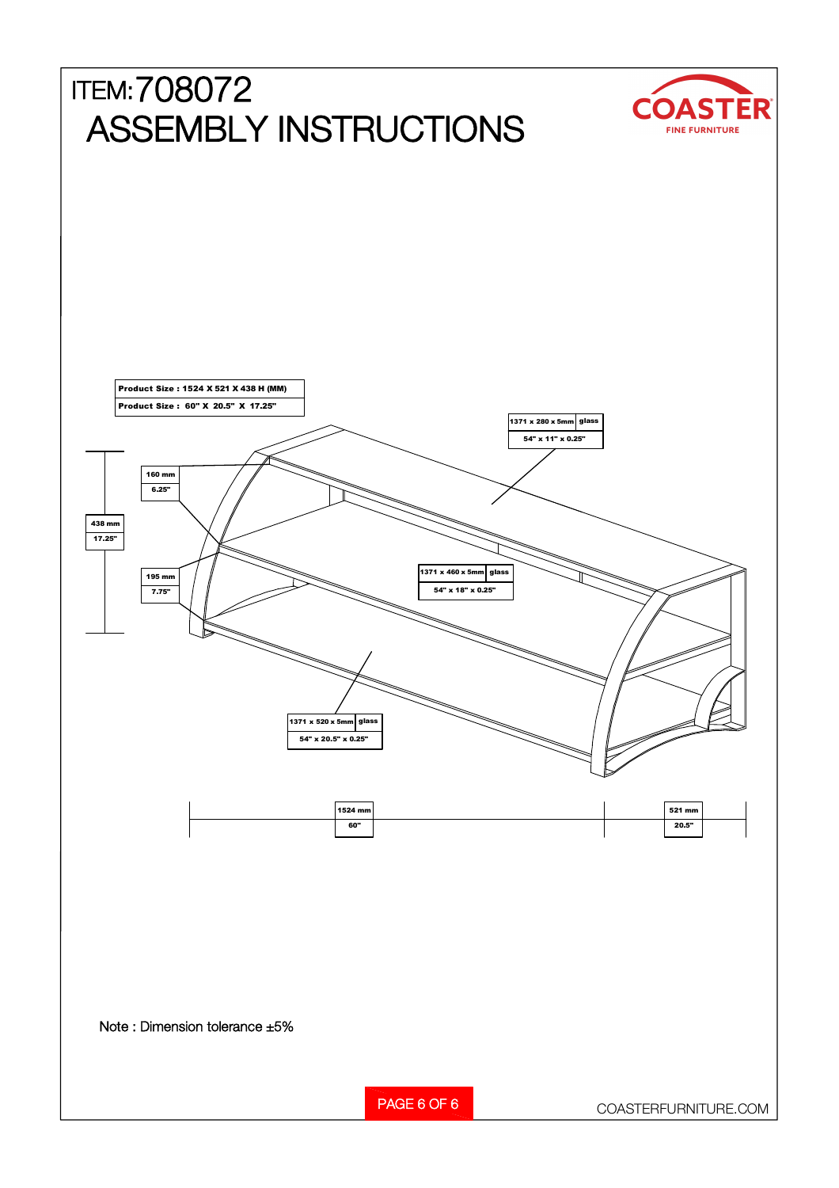# ITEM: 708072
# ASSEMBLY INSTRUCTIONS

COASTER
FINE FURNITURE

Product Size : 1524 X 521 X 438 H (MM)
Product Size : 60" X 20.5" X 17.25"

1371 x 280 x 5mm glass
54" x 11" x 0.25"

160 mm
6.25"

438 mm
17.25"

195 mm
7.75"

1371 x 460 x 5mm glass
54" x 18" x 0.25"

1371 x 520 x 5mm glass
54" x 20.5" x 0.25"

1524 mm
60"

521 mm
20.5"

Note : Dimension tolerance ±5%

COASTERFURNITURE.COM